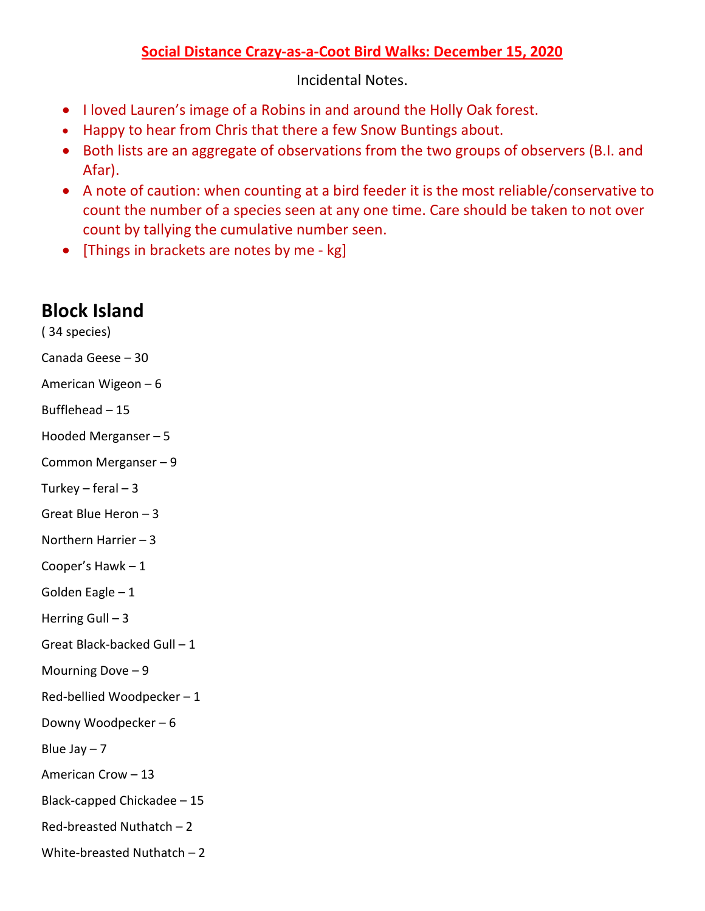**Social Distance Crazy-as-a-Coot Bird Walks: December 15, 2020**

Incidental Notes.

- I loved Lauren's image of a Robins in and around the Holly Oak forest.
- Happy to hear from Chris that there a few Snow Buntings about.
- Both lists are an aggregate of observations from the two groups of observers (B.I. and Afar).
- A note of caution: when counting at a bird feeder it is the most reliable/conservative to count the number of a species seen at any one time. Care should be taken to not over count by tallying the cumulative number seen.
- [Things in brackets are notes by me - kg]

## Block Island

( 34 species)

Canada Geese – 30

American Wigeon – 6

Bufflehead – 15

Hooded Merganser – 5

Common Merganser – 9

Turkey – feral – 3

Great Blue Heron – 3

Northern Harrier – 3

Cooper's Hawk – 1

Golden Eagle – 1

Herring Gull – 3

Great Black-backed Gull – 1

Mourning Dove – 9

Red-bellied Woodpecker – 1

Downy Woodpecker – 6

Blue Jay – 7

American Crow – 13

Black-capped Chickadee – 15

Red-breasted Nuthatch – 2

White-breasted Nuthatch – 2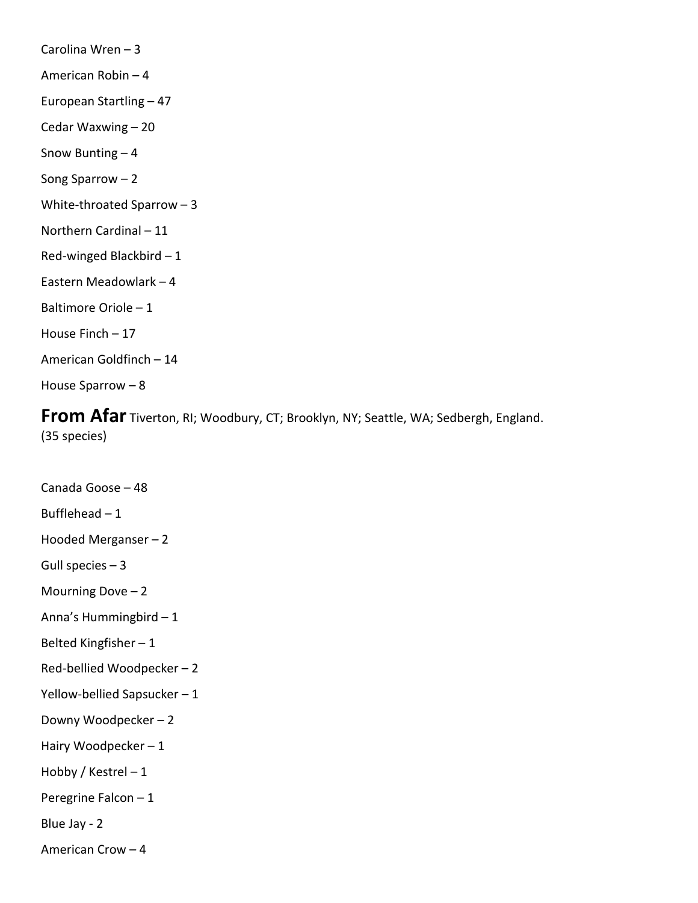Carolina Wren – 3

American Robin – 4

European Startling – 47

Cedar Waxwing – 20

Snow Bunting – 4

Song Sparrow – 2

White-throated Sparrow – 3

Northern Cardinal – 11

Red-winged Blackbird – 1

Eastern Meadowlark – 4

Baltimore Oriole – 1

House Finch – 17

American Goldfinch – 14

House Sparrow – 8

## From Afar

Tiverton, RI; Woodbury, CT; Brooklyn, NY; Seattle, WA; Sedbergh, England. (35 species)

Canada Goose – 48

Bufflehead – 1

Hooded Merganser – 2

Gull species – 3

Mourning Dove – 2

Anna's Hummingbird – 1

Belted Kingfisher – 1

Red-bellied Woodpecker – 2

Yellow-bellied Sapsucker – 1

Downy Woodpecker – 2

Hairy Woodpecker – 1

Hobby / Kestrel – 1

Peregrine Falcon – 1

Blue Jay - 2

American Crow – 4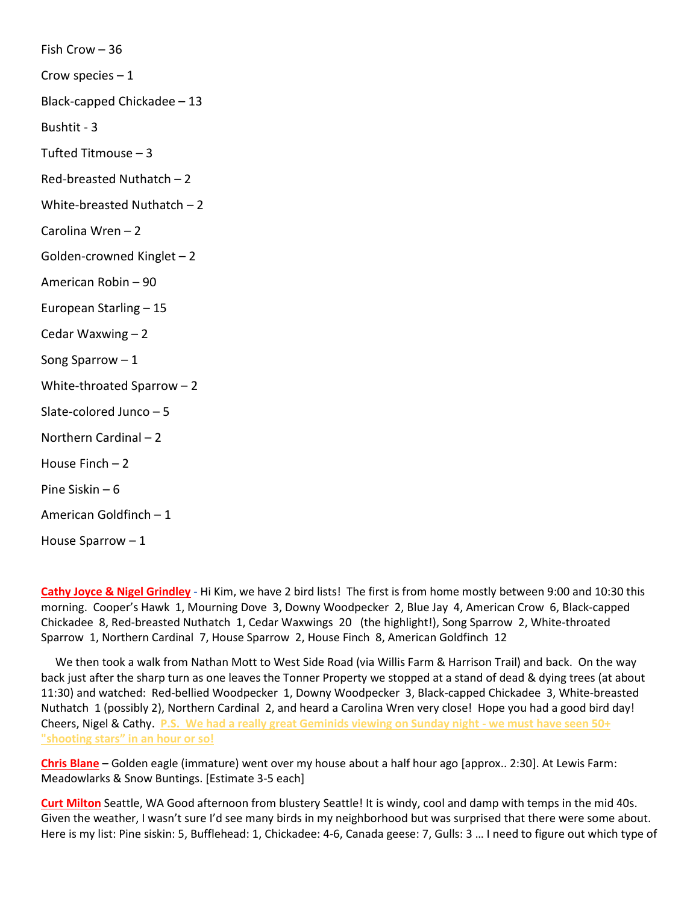Fish Crow – 36

Crow species – 1

Black-capped Chickadee – 13

Bushtit - 3

Tufted Titmouse – 3

Red-breasted Nuthatch – 2

White-breasted Nuthatch – 2

Carolina Wren – 2

Golden-crowned Kinglet – 2

American Robin – 90

European Starling – 15

Cedar Waxwing – 2

Song Sparrow – 1

White-throated Sparrow – 2

Slate-colored Junco – 5

Northern Cardinal – 2

House Finch – 2

Pine Siskin – 6

American Goldfinch – 1

House Sparrow – 1

**Cathy Joyce & Nigel Grindley** - Hi Kim, we have 2 bird lists! The first is from home mostly between 9:00 and 10:30 this morning. Cooper's Hawk 1, Mourning Dove 3, Downy Woodpecker 2, Blue Jay 4, American Crow 6, Black-capped Chickadee 8, Red-breasted Nuthatch 1, Cedar Waxwings 20 (the highlight!), Song Sparrow 2, White-throated Sparrow 1, Northern Cardinal 7, House Sparrow 2, House Finch 8, American Goldfinch 12

We then took a walk from Nathan Mott to West Side Road (via Willis Farm & Harrison Trail) and back. On the way back just after the sharp turn as one leaves the Tonner Property we stopped at a stand of dead & dying trees (at about 11:30) and watched: Red-bellied Woodpecker 1, Downy Woodpecker 3, Black-capped Chickadee 3, White-breasted Nuthatch 1 (possibly 2), Northern Cardinal 2, and heard a Carolina Wren very close! Hope you had a good bird day! Cheers, Nigel & Cathy. **P.S. We had a really great Geminids viewing on Sunday night - we must have seen 50+ "shooting stars" in an hour or so!**

**Chris Blane** – Golden eagle (immature) went over my house about a half hour ago [approx.. 2:30]. At Lewis Farm: Meadowlarks & Snow Buntings. [Estimate 3-5 each]

**Curt Milton** Seattle, WA Good afternoon from blustery Seattle! It is windy, cool and damp with temps in the mid 40s. Given the weather, I wasn't sure I'd see many birds in my neighborhood but was surprised that there were some about. Here is my list: Pine siskin: 5, Bufflehead: 1, Chickadee: 4-6, Canada geese: 7, Gulls: 3 … I need to figure out which type of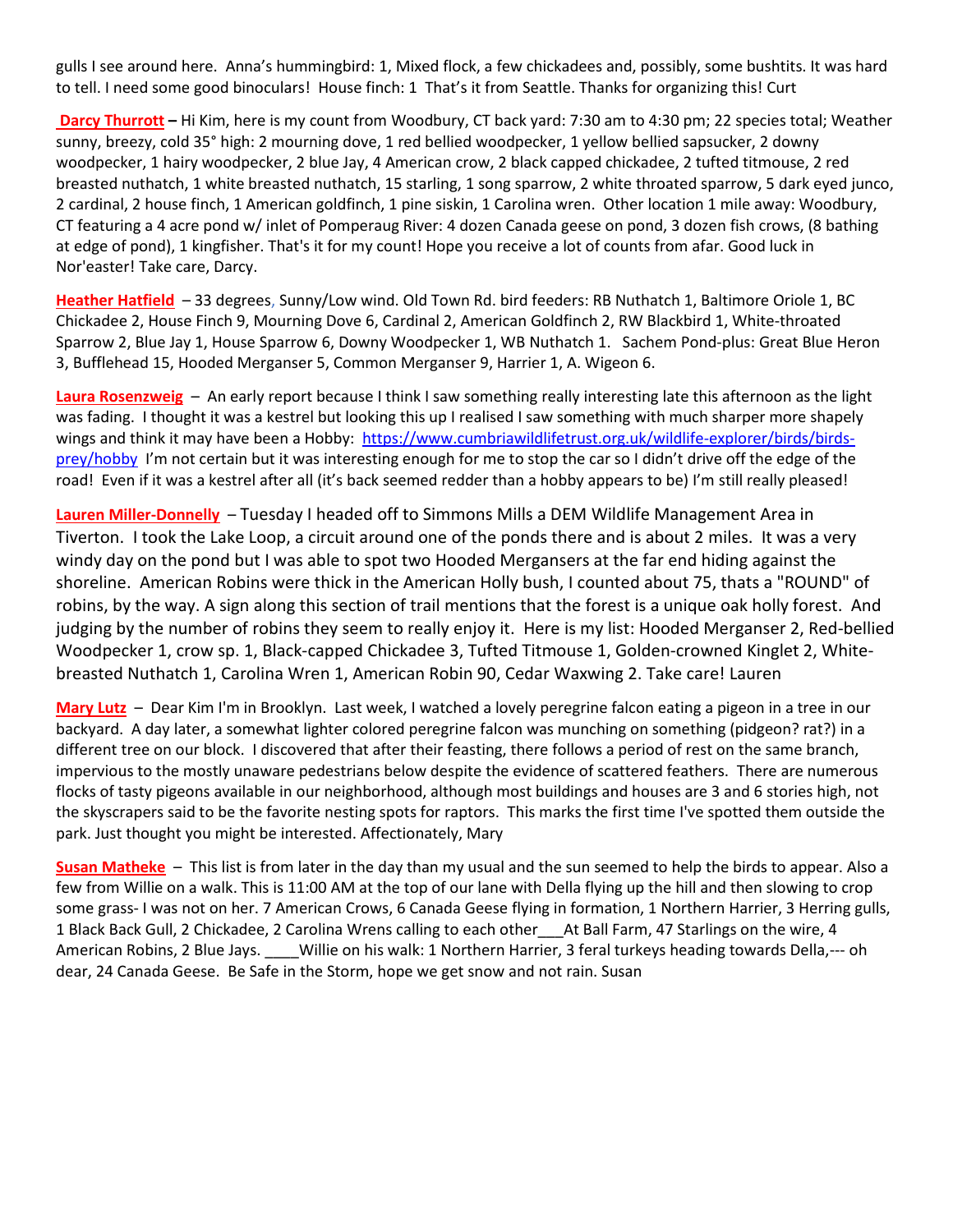gulls I see around here. Anna's hummingbird: 1, Mixed flock, a few chickadees and, possibly, some bushtits. It was hard to tell. I need some good binoculars! House finch: 1 That's it from Seattle. Thanks for organizing this! Curt

**Darcy Thurrott** – Hi Kim, here is my count from Woodbury, CT back yard: 7:30 am to 4:30 pm; 22 species total; Weather sunny, breezy, cold 35° high: 2 mourning dove, 1 red bellied woodpecker, 1 yellow bellied sapsucker, 2 downy woodpecker, 1 hairy woodpecker, 2 blue Jay, 4 American crow, 2 black capped chickadee, 2 tufted titmouse, 2 red breasted nuthatch, 1 white breasted nuthatch, 15 starling, 1 song sparrow, 2 white throated sparrow, 5 dark eyed junco, 2 cardinal, 2 house finch, 1 American goldfinch, 1 pine siskin, 1 Carolina wren. Other location 1 mile away: Woodbury, CT featuring a 4 acre pond w/ inlet of Pomperaug River: 4 dozen Canada geese on pond, 3 dozen fish crows, (8 bathing at edge of pond), 1 kingfisher. That's it for my count! Hope you receive a lot of counts from afar. Good luck in Nor'easter! Take care, Darcy.

**Heather Hatfield** – 33 degrees, Sunny/Low wind. Old Town Rd. bird feeders: RB Nuthatch 1, Baltimore Oriole 1, BC Chickadee 2, House Finch 9, Mourning Dove 6, Cardinal 2, American Goldfinch 2, RW Blackbird 1, White-throated Sparrow 2, Blue Jay 1, House Sparrow 6, Downy Woodpecker 1, WB Nuthatch 1. Sachem Pond-plus: Great Blue Heron 3, Bufflehead 15, Hooded Merganser 5, Common Merganser 9, Harrier 1, A. Wigeon 6.

**Laura Rosenzweig** – An early report because I think I saw something really interesting late this afternoon as the light was fading. I thought it was a kestrel but looking this up I realised I saw something with much sharper more shapely wings and think it may have been a Hobby: https://www.cumbriawildlifetrust.org.uk/wildlife-explorer/birds/birds-prey/hobby I'm not certain but it was interesting enough for me to stop the car so I didn't drive off the edge of the road! Even if it was a kestrel after all (it's back seemed redder than a hobby appears to be) I'm still really pleased!

**Lauren Miller-Donnelly** – Tuesday I headed off to Simmons Mills a DEM Wildlife Management Area in Tiverton. I took the Lake Loop, a circuit around one of the ponds there and is about 2 miles. It was a very windy day on the pond but I was able to spot two Hooded Mergansers at the far end hiding against the shoreline. American Robins were thick in the American Holly bush, I counted about 75, thats a "ROUND" of robins, by the way. A sign along this section of trail mentions that the forest is a unique oak holly forest. And judging by the number of robins they seem to really enjoy it. Here is my list: Hooded Merganser 2, Red-bellied Woodpecker 1, crow sp. 1, Black-capped Chickadee 3, Tufted Titmouse 1, Golden-crowned Kinglet 2, White-breasted Nuthatch 1, Carolina Wren 1, American Robin 90, Cedar Waxwing 2. Take care! Lauren

**Mary Lutz** – Dear Kim I'm in Brooklyn. Last week, I watched a lovely peregrine falcon eating a pigeon in a tree in our backyard. A day later, a somewhat lighter colored peregrine falcon was munching on something (pidgeon? rat?) in a different tree on our block. I discovered that after their feasting, there follows a period of rest on the same branch, impervious to the mostly unaware pedestrians below despite the evidence of scattered feathers. There are numerous flocks of tasty pigeons available in our neighborhood, although most buildings and houses are 3 and 6 stories high, not the skyscrapers said to be the favorite nesting spots for raptors. This marks the first time I've spotted them outside the park. Just thought you might be interested. Affectionately, Mary

**Susan Matheke** – This list is from later in the day than my usual and the sun seemed to help the birds to appear. Also a few from Willie on a walk. This is 11:00 AM at the top of our lane with Della flying up the hill and then slowing to crop some grass- I was not on her. 7 American Crows, 6 Canada Geese flying in formation, 1 Northern Harrier, 3 Herring gulls, 1 Black Back Gull, 2 Chickadee, 2 Carolina Wrens calling to each other___At Ball Farm, 47 Starlings on the wire, 4 American Robins, 2 Blue Jays. ____Willie on his walk: 1 Northern Harrier, 3 feral turkeys heading towards Della,--- oh dear, 24 Canada Geese. Be Safe in the Storm, hope we get snow and not rain. Susan